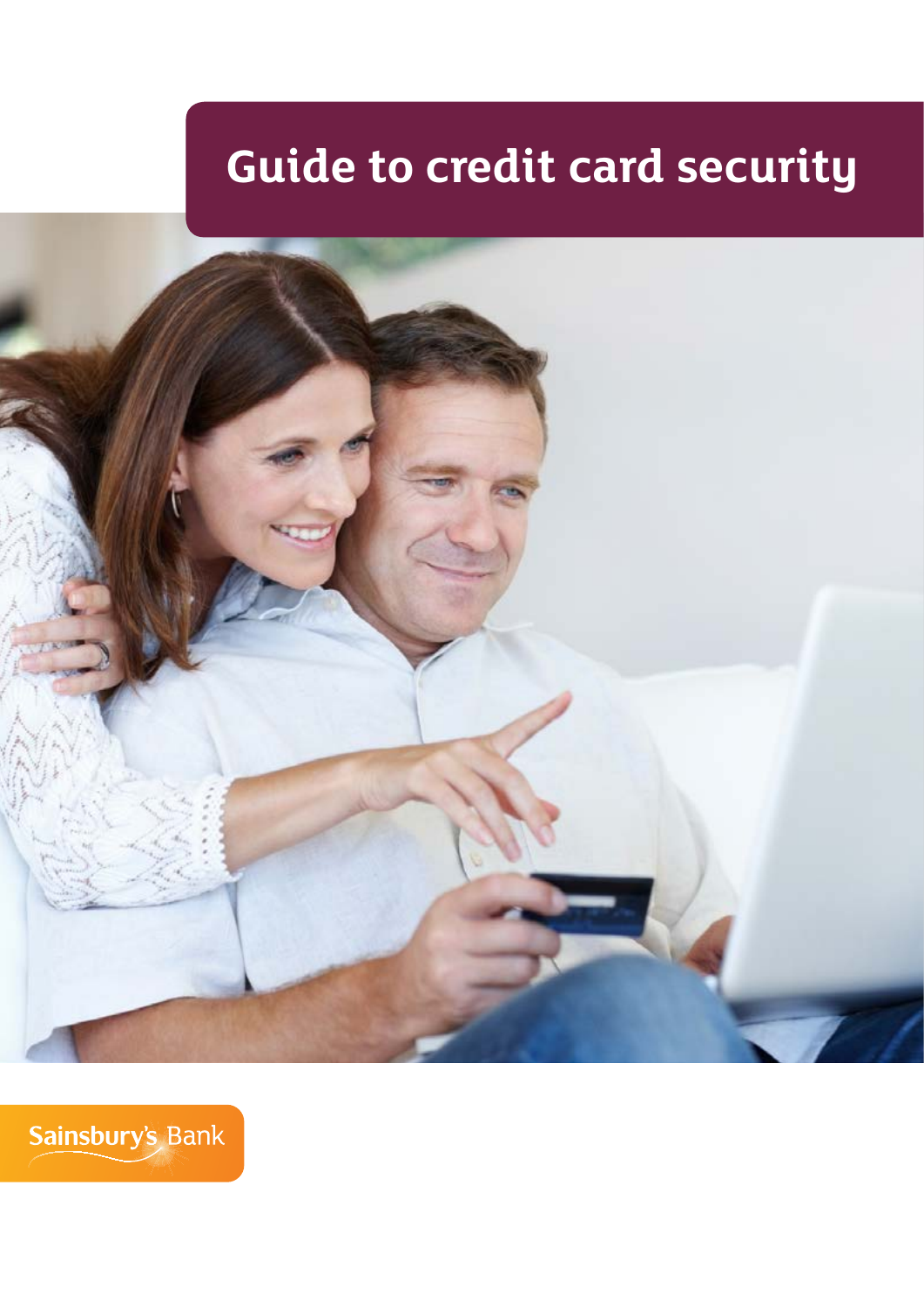# Guide to credit card security

Sainsbury's Bank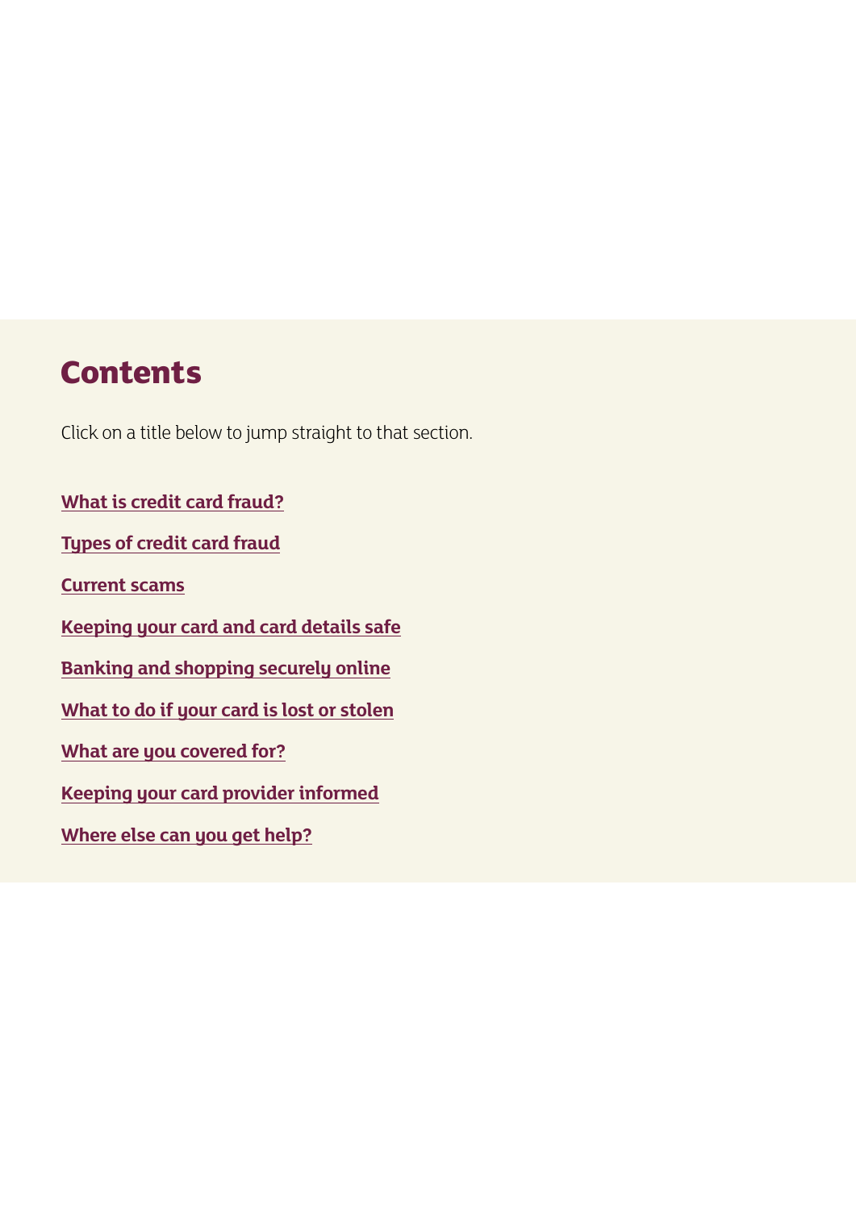## Contents

Click on a title below to jump straight to that section.

**What is credit card fraud?**

**Types of credit card fraud**

**Current scams**

**Keeping your card and card details safe**

**Banking and shopping securely online**

**What to do if your card is lost or stolen**

**What are you covered for?**

**Keeping your card provider informed**

**Where else can you get help?**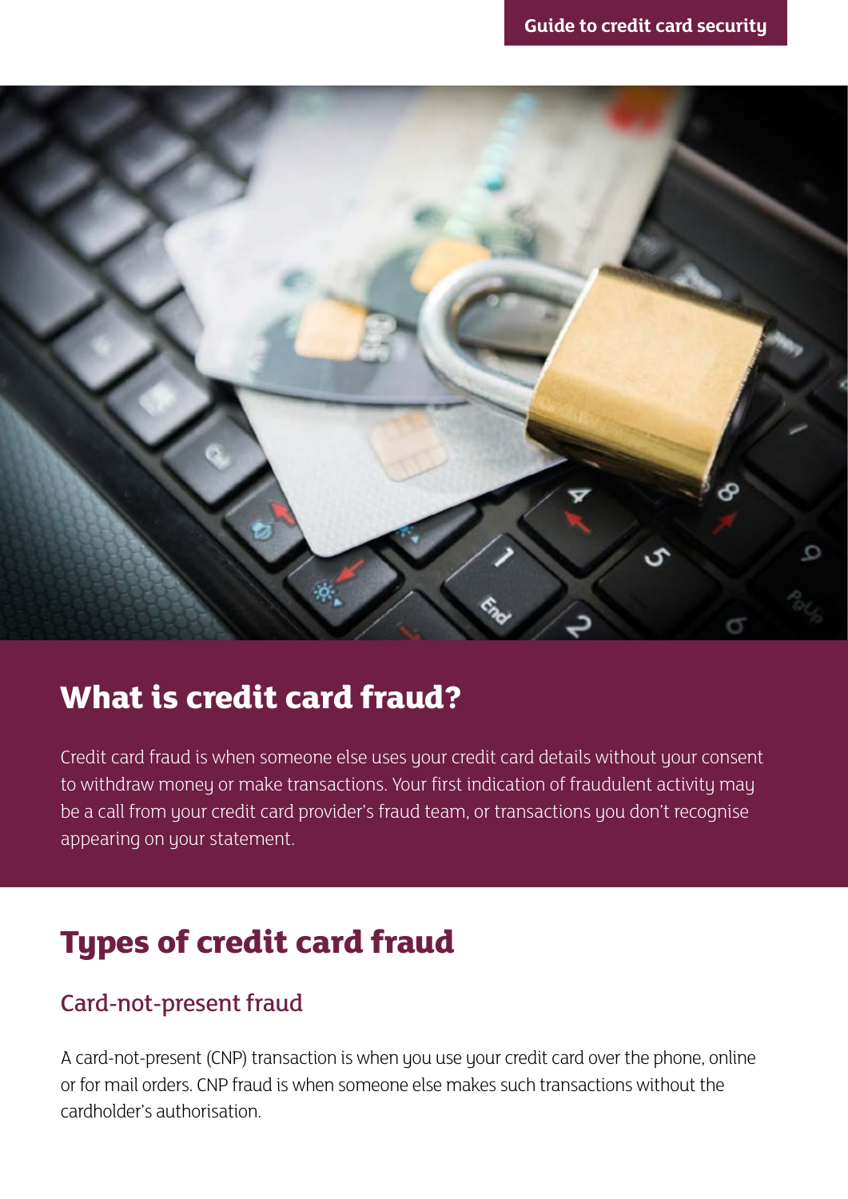## What is credit card fraud?

Credit card fraud is when someone else uses your credit card details without your consent to withdraw money or make transactions. Your first indication of fraudulent activity may be a call from your credit card provider's fraud team, or transactions you don't recognise appearing on your statement.

## Types of credit card fraud

### Card-not-present fraud

A card-not-present (CNP) transaction is when you use your credit card over the phone, online or for mail orders. CNP fraud is when someone else makes such transactions without the cardholder's authorisation.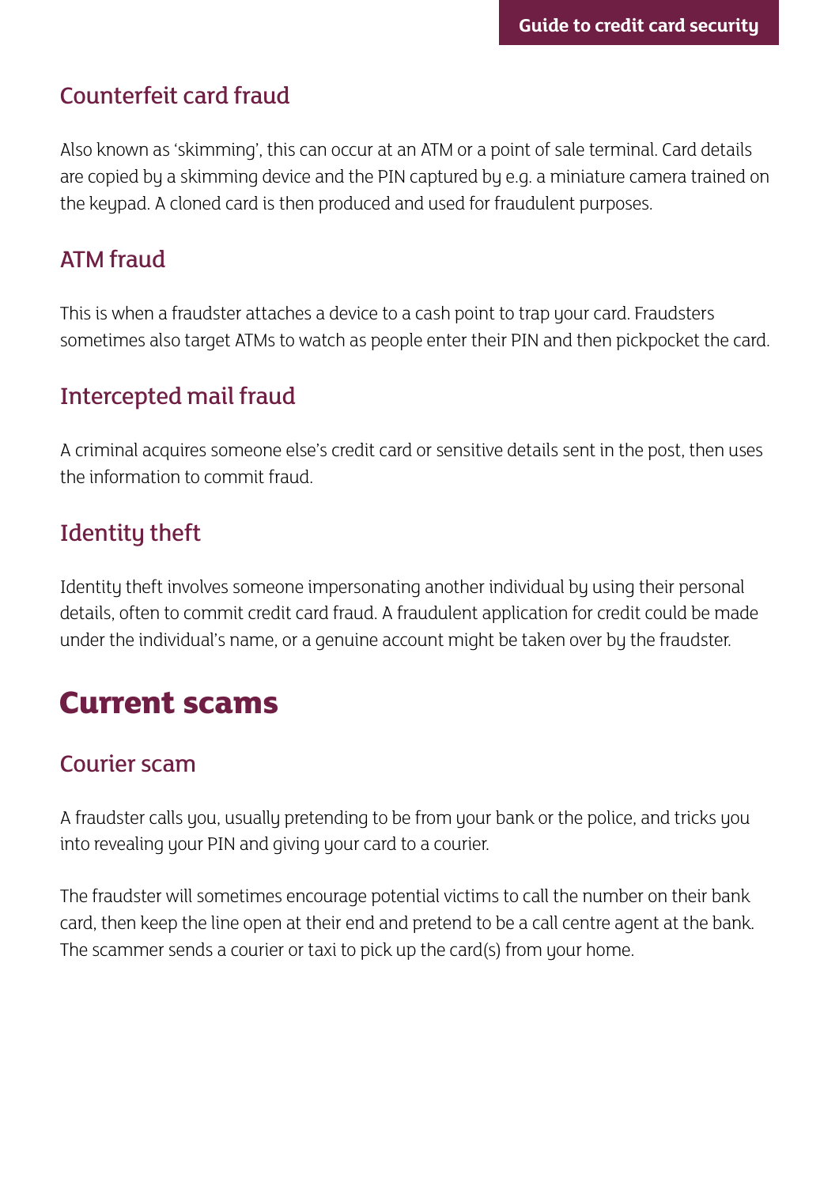### Counterfeit card fraud

Also known as 'skimming', this can occur at an ATM or a point of sale terminal. Card details are copied by a skimming device and the PIN captured by e.g. a miniature camera trained on the keypad. A cloned card is then produced and used for fraudulent purposes.

### ATM fraud

This is when a fraudster attaches a device to a cash point to trap your card. Fraudsters sometimes also target ATMs to watch as people enter their PIN and then pickpocket the card.

### Intercepted mail fraud

A criminal acquires someone else's credit card or sensitive details sent in the post, then uses the information to commit fraud.

### Identity theft

Identity theft involves someone impersonating another individual by using their personal details, often to commit credit card fraud. A fraudulent application for credit could be made under the individual's name, or a genuine account might be taken over by the fraudster.

## Current scams

### Courier scam

A fraudster calls you, usually pretending to be from your bank or the police, and tricks you into revealing your PIN and giving your card to a courier.

The fraudster will sometimes encourage potential victims to call the number on their bank card, then keep the line open at their end and pretend to be a call centre agent at the bank. The scammer sends a courier or taxi to pick up the card(s) from your home.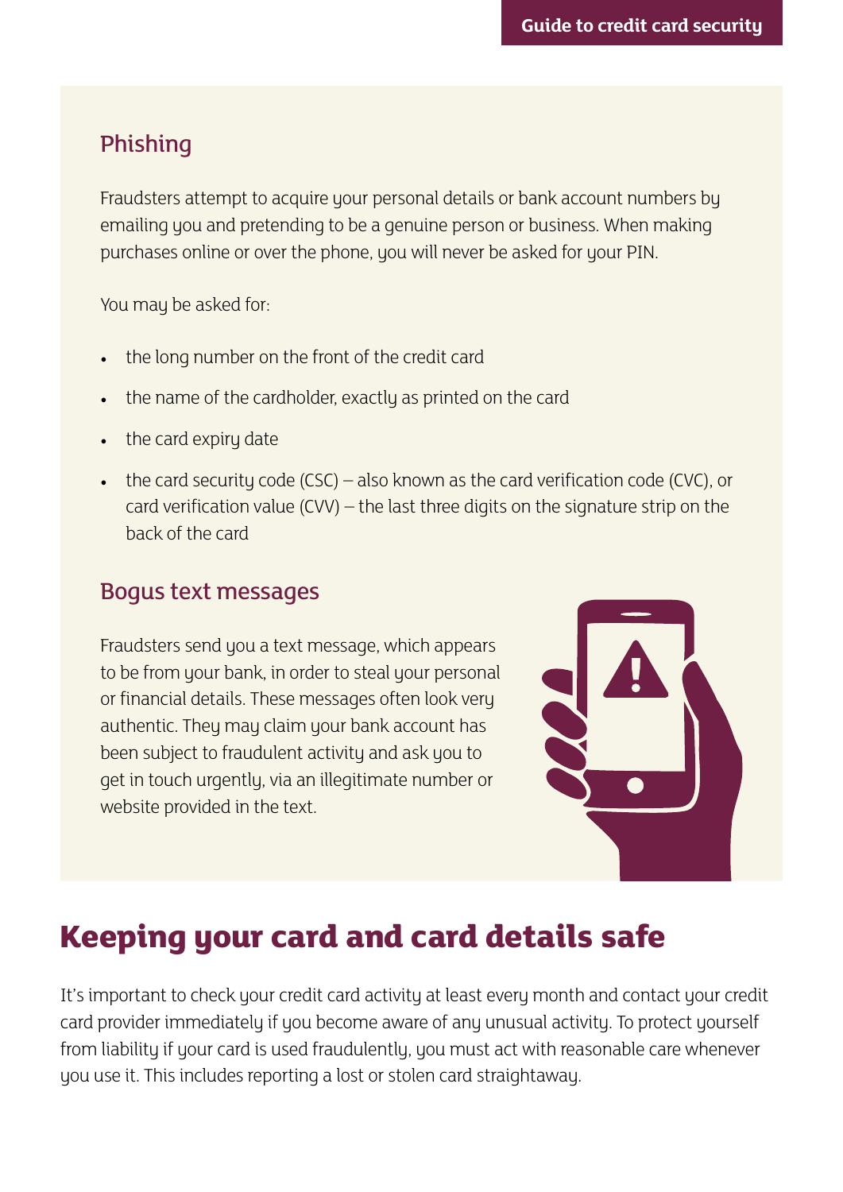## Phishing

Fraudsters attempt to acquire your personal details or bank account numbers by emailing you and pretending to be a genuine person or business. When making purchases online or over the phone, you will never be asked for your PIN.

You may be asked for:

- the long number on the front of the credit card
- the name of the cardholder, exactly as printed on the card
- the card expiry date
- the card security code (CSC) – also known as the card verification code (CVC), or card verification value (CVV) – the last three digits on the signature strip on the back of the card

## Bogus text messages

Fraudsters send you a text message, which appears to be from your bank, in order to steal your personal or financial details. These messages often look very authentic. They may claim your bank account has been subject to fraudulent activity and ask you to get in touch urgently, via an illegitimate number or website provided in the text.

# Keeping your card and card details safe

It's important to check your credit card activity at least every month and contact your credit card provider immediately if you become aware of any unusual activity. To protect yourself from liability if your card is used fraudulently, you must act with reasonable care whenever you use it. This includes reporting a lost or stolen card straightaway.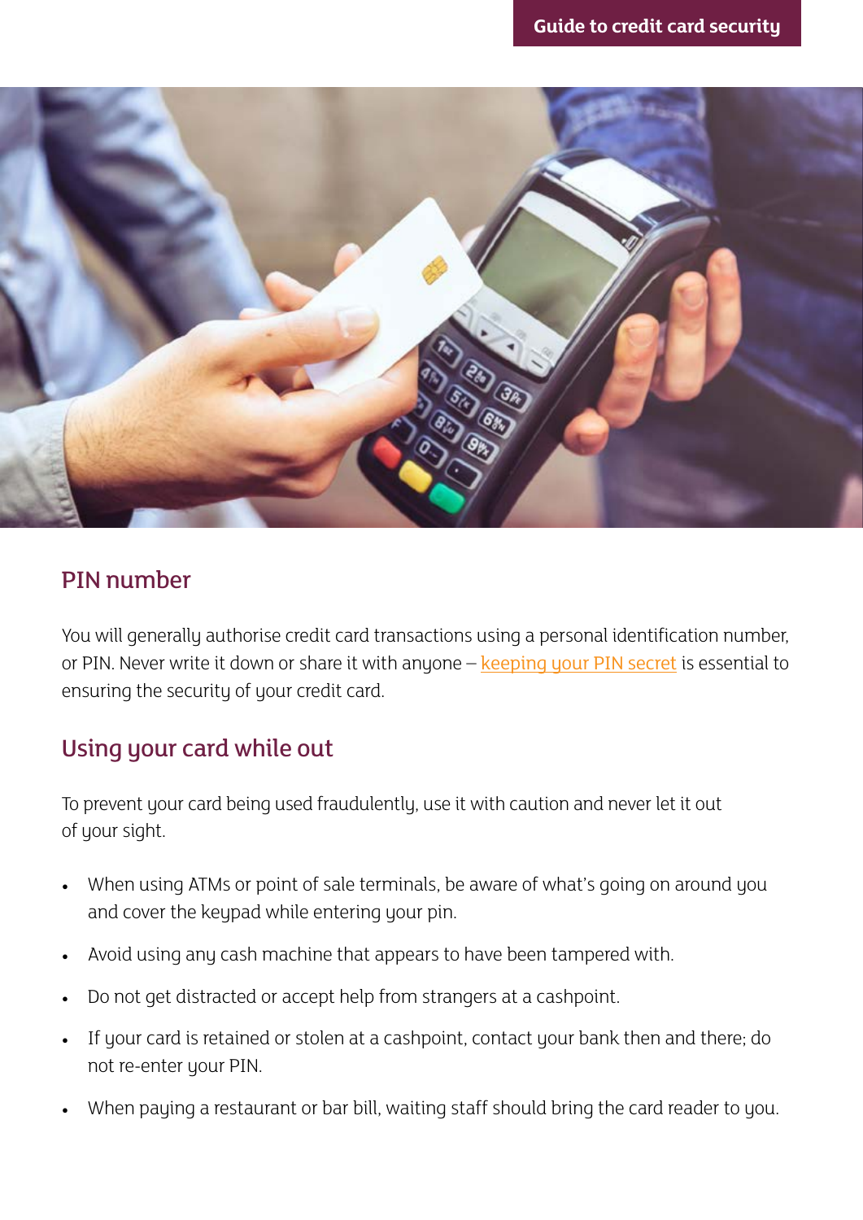## PIN number

You will generally authorise credit card transactions using a personal identification number, or PIN. Never write it down or share it with anyone – keeping your PIN secret is essential to ensuring the security of your credit card.

## Using your card while out

To prevent your card being used fraudulently, use it with caution and never let it out of your sight.

- When using ATMs or point of sale terminals, be aware of what's going on around you and cover the keypad while entering your pin.
- Avoid using any cash machine that appears to have been tampered with.
- Do not get distracted or accept help from strangers at a cashpoint.
- If your card is retained or stolen at a cashpoint, contact your bank then and there; do not re-enter your PIN.
- When paying a restaurant or bar bill, waiting staff should bring the card reader to you.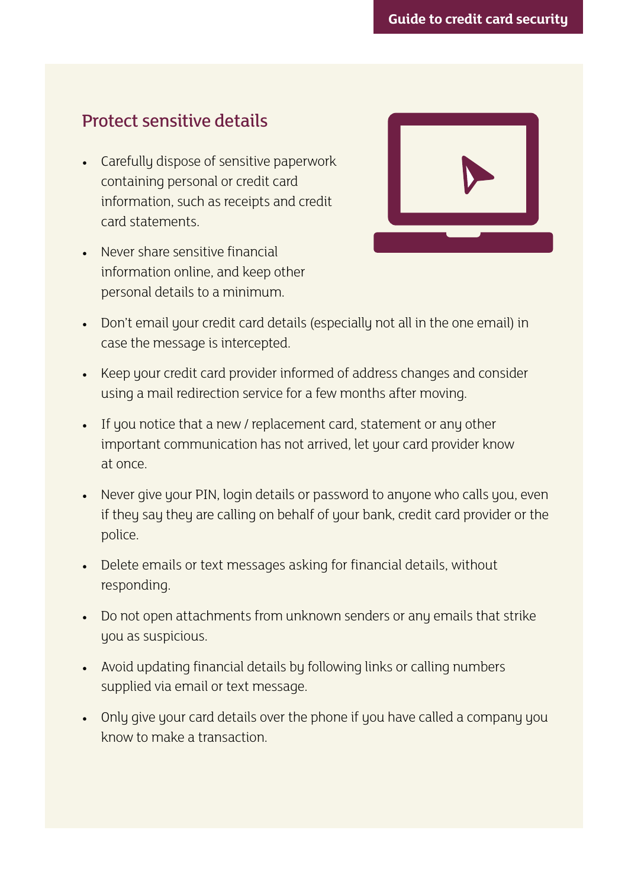## Protect sensitive details

- Carefully dispose of sensitive paperwork containing personal or credit card information, such as receipts and credit card statements.
- Never share sensitive financial information online, and keep other personal details to a minimum.
- Don't email your credit card details (especially not all in the one email) in case the message is intercepted.
- Keep your credit card provider informed of address changes and consider using a mail redirection service for a few months after moving.
- If you notice that a new / replacement card, statement or any other important communication has not arrived, let your card provider know at once.
- Never give your PIN, login details or password to anyone who calls you, even if they say they are calling on behalf of your bank, credit card provider or the police.
- Delete emails or text messages asking for financial details, without responding.
- Do not open attachments from unknown senders or any emails that strike you as suspicious.
- Avoid updating financial details by following links or calling numbers supplied via email or text message.
- Only give your card details over the phone if you have called a company you know to make a transaction.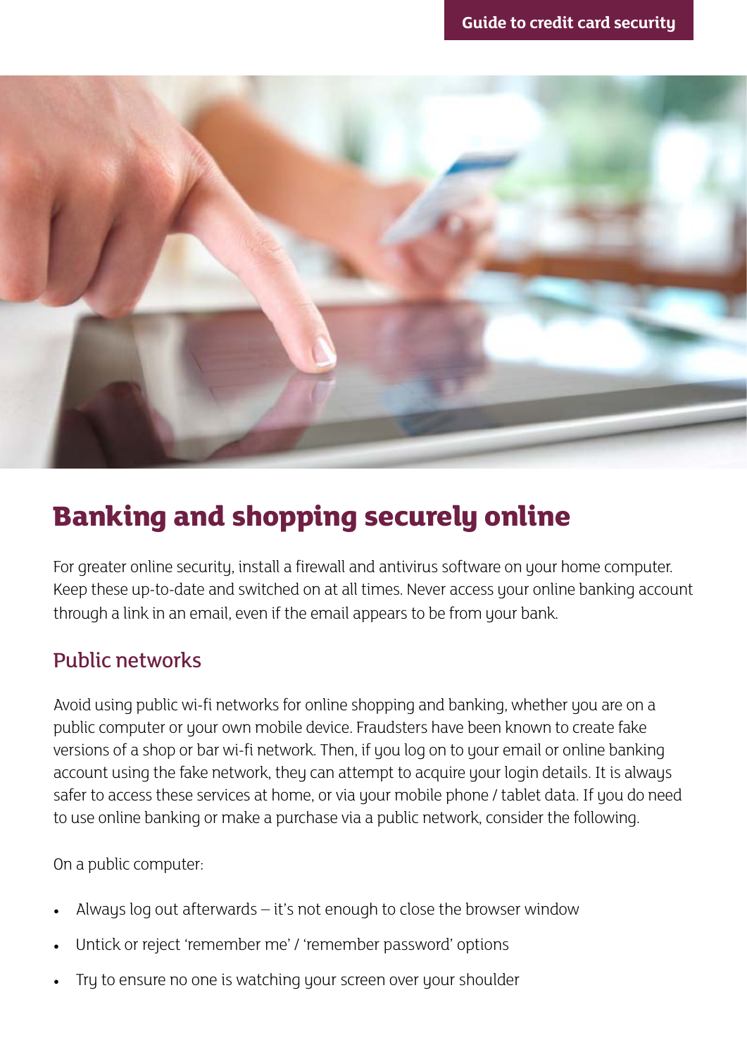# Banking and shopping securely online

For greater online security, install a firewall and antivirus software on your home computer. Keep these up-to-date and switched on at all times. Never access your online banking account through a link in an email, even if the email appears to be from your bank.

## Public networks

Avoid using public wi-fi networks for online shopping and banking, whether you are on a public computer or your own mobile device. Fraudsters have been known to create fake versions of a shop or bar wi-fi network. Then, if you log on to your email or online banking account using the fake network, they can attempt to acquire your login details. It is always safer to access these services at home, or via your mobile phone / tablet data. If you do need to use online banking or make a purchase via a public network, consider the following.

On a public computer:

- Always log out afterwards – it's not enough to close the browser window
- Untick or reject 'remember me' / 'remember password' options
- Try to ensure no one is watching your screen over your shoulder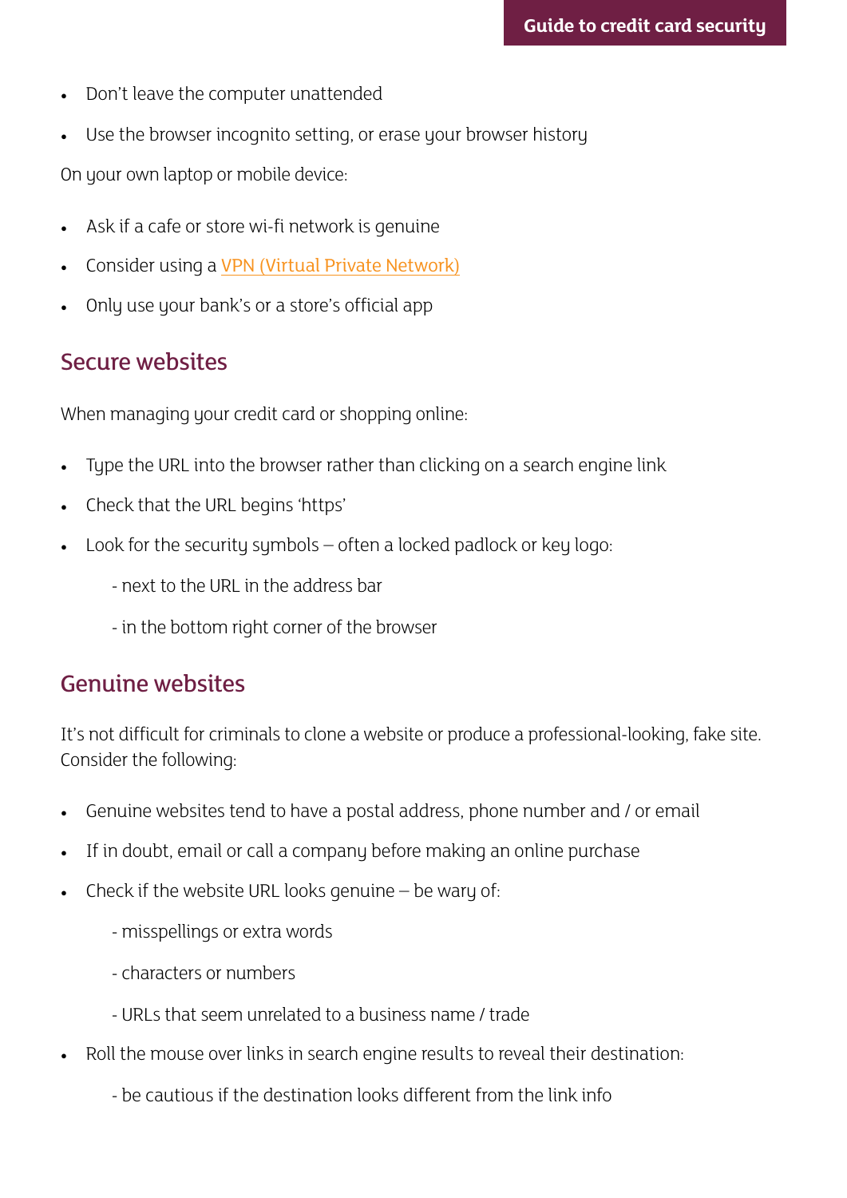- Don't leave the computer unattended
- Use the browser incognito setting, or erase your browser history

On your own laptop or mobile device:

- Ask if a cafe or store wi-fi network is genuine
- Consider using a VPN (Virtual Private Network)
- Only use your bank's or a store's official app

## Secure websites

When managing your credit card or shopping online:

- Type the URL into the browser rather than clicking on a search engine link
- Check that the URL begins 'https'
- Look for the security symbols – often a locked padlock or key logo:
  - next to the URL in the address bar
  - in the bottom right corner of the browser

## Genuine websites

It's not difficult for criminals to clone a website or produce a professional-looking, fake site. Consider the following:

- Genuine websites tend to have a postal address, phone number and / or email
- If in doubt, email or call a company before making an online purchase
- Check if the website URL looks genuine – be wary of:
  - misspellings or extra words
  - characters or numbers
  - URLs that seem unrelated to a business name / trade
- Roll the mouse over links in search engine results to reveal their destination:
  - be cautious if the destination looks different from the link info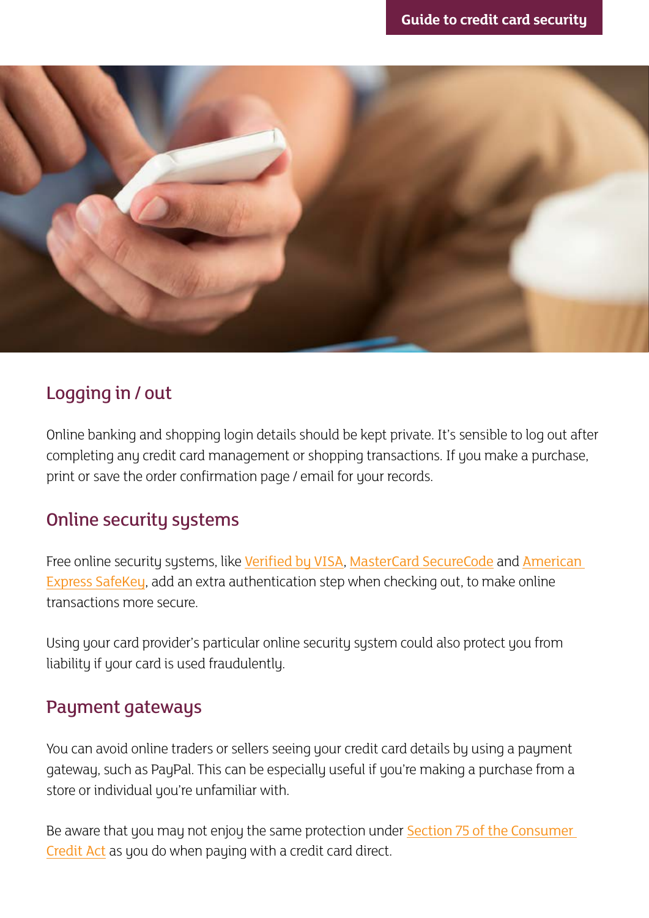## Logging in / out

Online banking and shopping login details should be kept private. It's sensible to log out after completing any credit card management or shopping transactions. If you make a purchase, print or save the order confirmation page / email for your records.

## Online security systems

Free online security systems, like Verified by VISA, MasterCard SecureCode and American Express SafeKey, add an extra authentication step when checking out, to make online transactions more secure.

Using your card provider's particular online security system could also protect you from liability if your card is used fraudulently.

## Payment gateways

You can avoid online traders or sellers seeing your credit card details by using a payment gateway, such as PayPal. This can be especially useful if you're making a purchase from a store or individual you're unfamiliar with.

Be aware that you may not enjoy the same protection under Section 75 of the Consumer Credit Act as you do when paying with a credit card direct.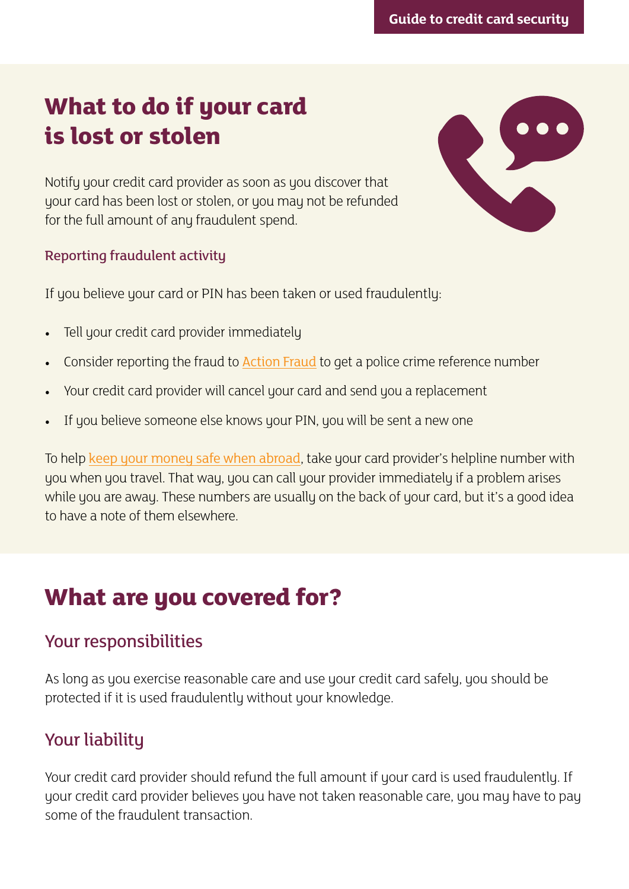# What to do if your card is lost or stolen

Notify your credit card provider as soon as you discover that your card has been lost or stolen, or you may not be refunded for the full amount of any fraudulent spend.

### Reporting fraudulent activity

If you believe your card or PIN has been taken or used fraudulently:

- Tell your credit card provider immediately
- Consider reporting the fraud to Action Fraud to get a police crime reference number
- Your credit card provider will cancel your card and send you a replacement
- If you believe someone else knows your PIN, you will be sent a new one

To help keep your money safe when abroad, take your card provider's helpline number with you when you travel. That way, you can call your provider immediately if a problem arises while you are away. These numbers are usually on the back of your card, but it's a good idea to have a note of them elsewhere.

# What are you covered for?

## Your responsibilities

As long as you exercise reasonable care and use your credit card safely, you should be protected if it is used fraudulently without your knowledge.

## Your liability

Your credit card provider should refund the full amount if your card is used fraudulently. If your credit card provider believes you have not taken reasonable care, you may have to pay some of the fraudulent transaction.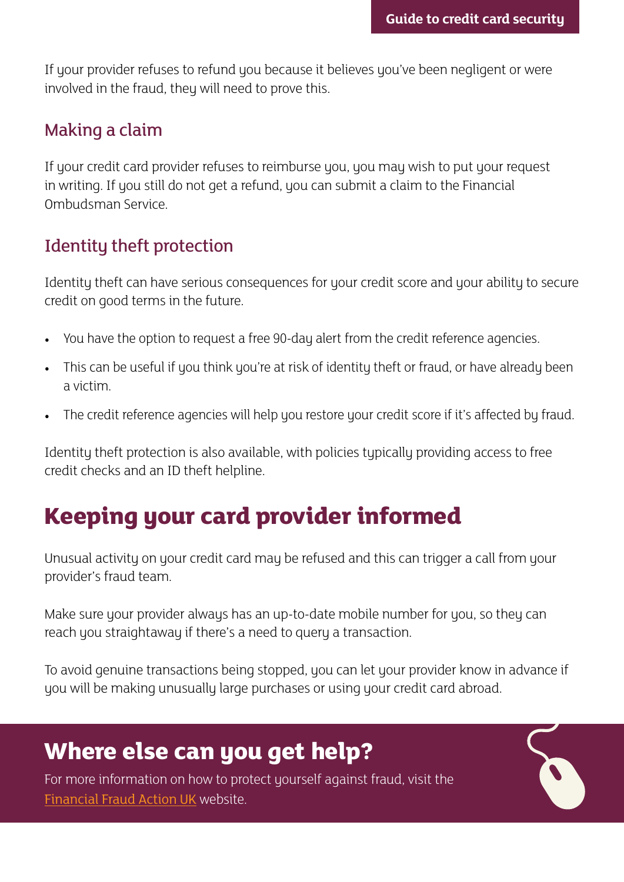If your provider refuses to refund you because it believes you've been negligent or were involved in the fraud, they will need to prove this.

### Making a claim

If your credit card provider refuses to reimburse you, you may wish to put your request in writing. If you still do not get a refund, you can submit a claim to the Financial Ombudsman Service.

### Identity theft protection

Identity theft can have serious consequences for your credit score and your ability to secure credit on good terms in the future.

- You have the option to request a free 90-day alert from the credit reference agencies.
- This can be useful if you think you're at risk of identity theft or fraud, or have already been a victim.
- The credit reference agencies will help you restore your credit score if it's affected by fraud.

Identity theft protection is also available, with policies typically providing access to free credit checks and an ID theft helpline.

## Keeping your card provider informed

Unusual activity on your credit card may be refused and this can trigger a call from your provider's fraud team.

Make sure your provider always has an up-to-date mobile number for you, so they can reach you straightaway if there's a need to query a transaction.

To avoid genuine transactions being stopped, you can let your provider know in advance if you will be making unusually large purchases or using your credit card abroad.

## Where else can you get help?

For more information on how to protect yourself against fraud, visit the Financial Fraud Action UK website.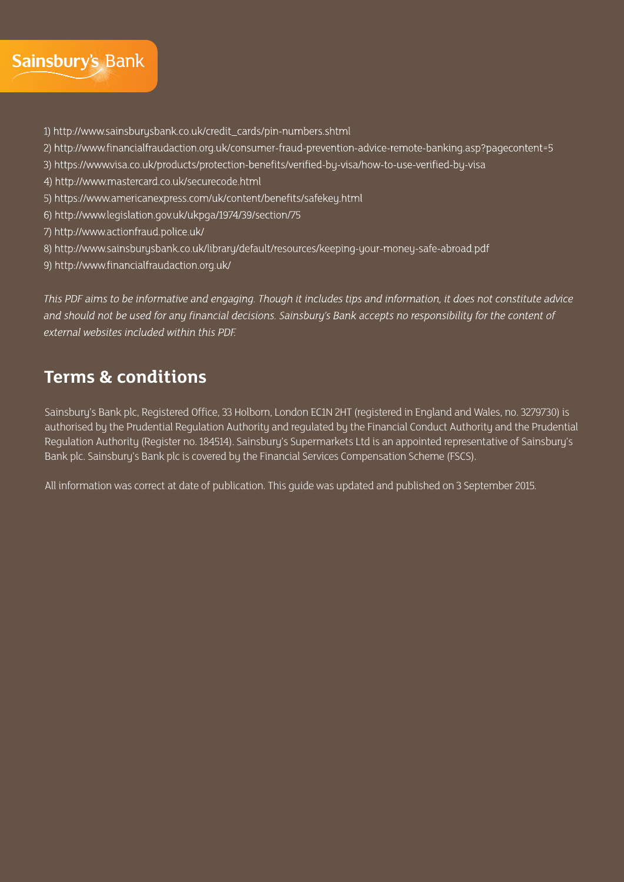Sainsbury's Bank

1) http://www.sainsburysbank.co.uk/credit_cards/pin-numbers.shtml
2) http://www.financialfraudaction.org.uk/consumer-fraud-prevention-advice-remote-banking.asp?pagecontent=5
3) https://www.visa.co.uk/products/protection-benefits/verified-by-visa/how-to-use-verified-by-visa
4) http://www.mastercard.co.uk/securecode.html
5) https://www.americanexpress.com/uk/content/benefits/safekey.html
6) http://www.legislation.gov.uk/ukpga/1974/39/section/75
7) http://www.actionfraud.police.uk/
8) http://www.sainsburysbank.co.uk/library/default/resources/keeping-your-money-safe-abroad.pdf
9) http://www.financialfraudaction.org.uk/

*This PDF aims to be informative and engaging. Though it includes tips and information, it does not constitute advice and should not be used for any financial decisions. Sainsbury's Bank accepts no responsibility for the content of external websites included within this PDF.*

## Terms & conditions

Sainsbury's Bank plc, Registered Office, 33 Holborn, London EC1N 2HT (registered in England and Wales, no. 3279730) is authorised by the Prudential Regulation Authority and regulated by the Financial Conduct Authority and the Prudential Regulation Authority (Register no. 184514). Sainsbury's Supermarkets Ltd is an appointed representative of Sainsbury's Bank plc. Sainsbury's Bank plc is covered by the Financial Services Compensation Scheme (FSCS).

All information was correct at date of publication. This guide was updated and published on 3 September 2015.